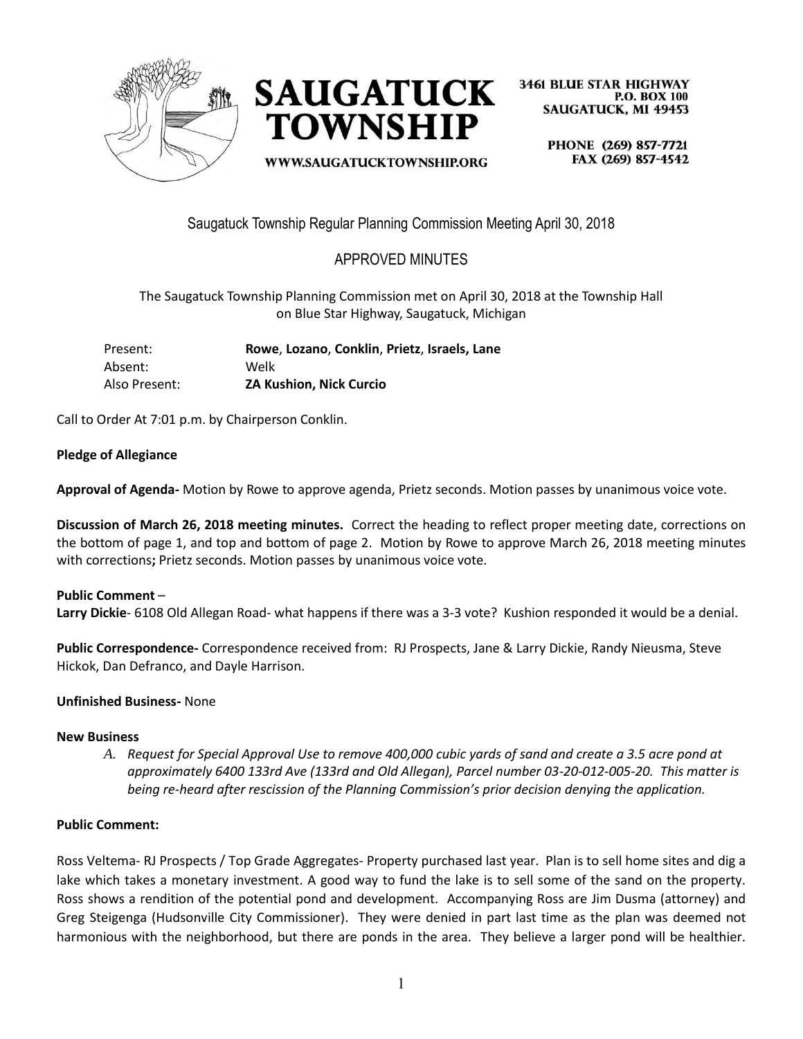SAUGATUCK TOWNSHIP

3461 BLUE STAR HIGHWAY
P.O. BOX 100
SAUGATUCK, MI 49453

WWW.SAUGATUCKTOWNSHIP.ORG

PHONE (269) 857-7721
FAX (269) 857-4542

Saugatuck Township Regular Planning Commission Meeting April 30, 2018

APPROVED MINUTES

The Saugatuck Township Planning Commission met on April 30, 2018 at the Township Hall on Blue Star Highway, Saugatuck, Michigan

| | |
|---|---|
| Present: | **Rowe**, **Lozano**, **Conklin**, **Prietz**, **Israels, Lane** |
| Absent: | Welk |
| Also Present: | **ZA Kushion, Nick Curcio** |

Call to Order At 7:01 p.m. by Chairperson Conklin.

**Pledge of Allegiance**

**Approval of Agenda-** Motion by Rowe to approve agenda, Prietz seconds. Motion passes by unanimous voice vote.

**Discussion of March 26, 2018 meeting minutes.** Correct the heading to reflect proper meeting date, corrections on the bottom of page 1, and top and bottom of page 2. Motion by Rowe to approve March 26, 2018 meeting minutes with corrections**;** Prietz seconds. Motion passes by unanimous voice vote.

**Public Comment** –
**Larry Dickie**- 6108 Old Allegan Road- what happens if there was a 3-3 vote? Kushion responded it would be a denial.

**Public Correspondence-** Correspondence received from: RJ Prospects, Jane & Larry Dickie, Randy Nieusma, Steve Hickok, Dan Defranco, and Dayle Harrison.

**Unfinished Business-** None

**New Business**

*A. Request for Special Approval Use to remove 400,000 cubic yards of sand and create a 3.5 acre pond at approximately 6400 133rd Ave (133rd and Old Allegan), Parcel number 03-20-012-005-20. This matter is being re-heard after rescission of the Planning Commission's prior decision denying the application.*

**Public Comment:**

Ross Veltema- RJ Prospects / Top Grade Aggregates- Property purchased last year. Plan is to sell home sites and dig a lake which takes a monetary investment. A good way to fund the lake is to sell some of the sand on the property. Ross shows a rendition of the potential pond and development. Accompanying Ross are Jim Dusma (attorney) and Greg Steigenga (Hudsonville City Commissioner). They were denied in part last time as the plan was deemed not harmonious with the neighborhood, but there are ponds in the area. They believe a larger pond will be healthier.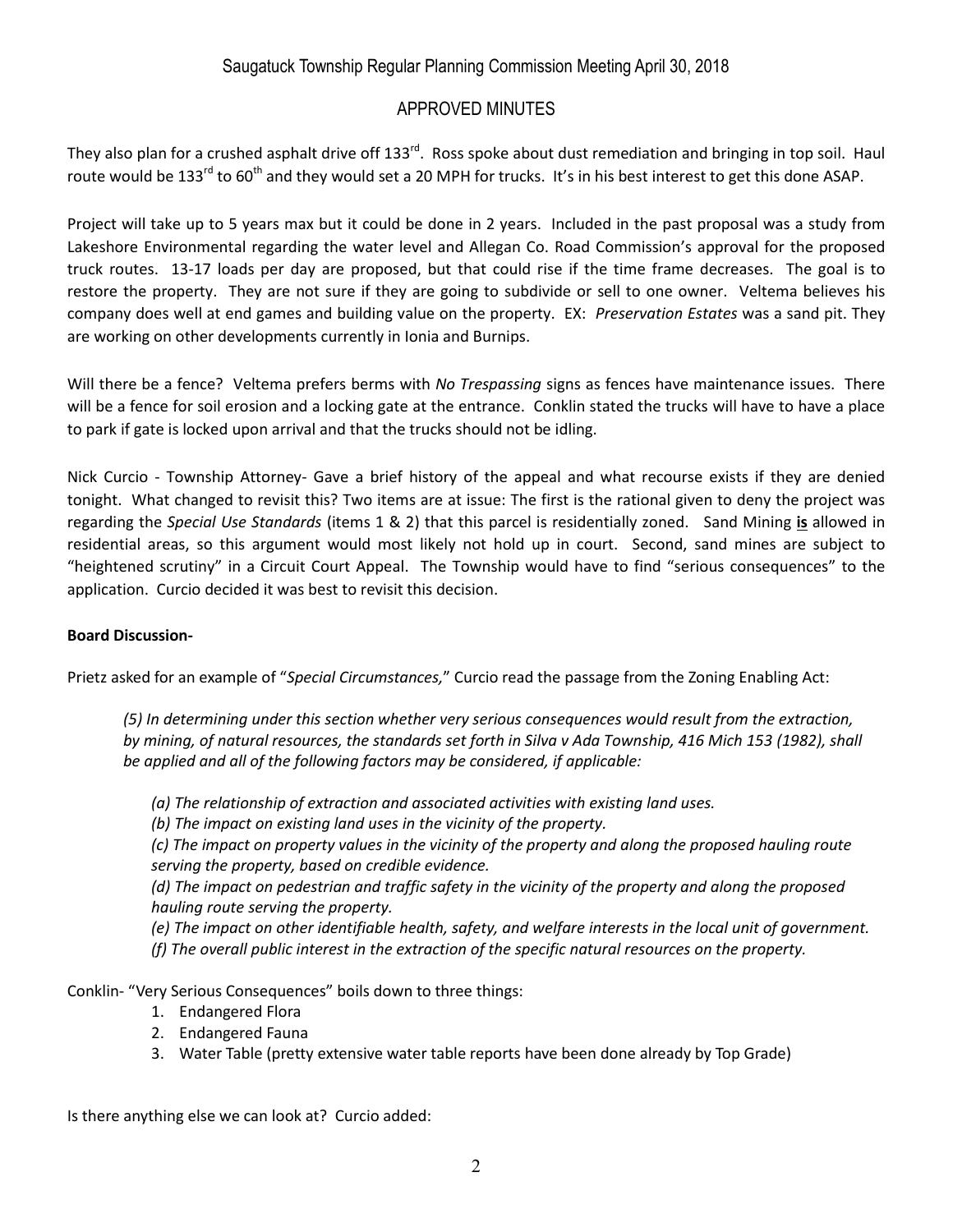# Saugatuck Township Regular Planning Commission Meeting April 30, 2018

## APPROVED MINUTES

They also plan for a crushed asphalt drive off 133rd. Ross spoke about dust remediation and bringing in top soil. Haul route would be 133rd to 60th and they would set a 20 MPH for trucks. It's in his best interest to get this done ASAP.

Project will take up to 5 years max but it could be done in 2 years. Included in the past proposal was a study from Lakeshore Environmental regarding the water level and Allegan Co. Road Commission's approval for the proposed truck routes. 13-17 loads per day are proposed, but that could rise if the time frame decreases. The goal is to restore the property. They are not sure if they are going to subdivide or sell to one owner. Veltema believes his company does well at end games and building value on the property. EX: *Preservation Estates* was a sand pit. They are working on other developments currently in Ionia and Burnips.

Will there be a fence? Veltema prefers berms with *No Trespassing* signs as fences have maintenance issues. There will be a fence for soil erosion and a locking gate at the entrance. Conklin stated the trucks will have to have a place to park if gate is locked upon arrival and that the trucks should not be idling.

Nick Curcio - Township Attorney- Gave a brief history of the appeal and what recourse exists if they are denied tonight. What changed to revisit this? Two items are at issue: The first is the rational given to deny the project was regarding the *Special Use Standards* (items 1 & 2) that this parcel is residentially zoned. Sand Mining **is** allowed in residential areas, so this argument would most likely not hold up in court. Second, sand mines are subject to "heightened scrutiny" in a Circuit Court Appeal. The Township would have to find "serious consequences" to the application. Curcio decided it was best to revisit this decision.

**Board Discussion-**

Prietz asked for an example of "*Special Circumstances,*" Curcio read the passage from the Zoning Enabling Act:

> *(5) In determining under this section whether very serious consequences would result from the extraction, by mining, of natural resources, the standards set forth in Silva v Ada Township, 416 Mich 153 (1982), shall be applied and all of the following factors may be considered, if applicable:*
>
> *(a) The relationship of extraction and associated activities with existing land uses.*
> *(b) The impact on existing land uses in the vicinity of the property.*
> *(c) The impact on property values in the vicinity of the property and along the proposed hauling route serving the property, based on credible evidence.*
> *(d) The impact on pedestrian and traffic safety in the vicinity of the property and along the proposed hauling route serving the property.*
> *(e) The impact on other identifiable health, safety, and welfare interests in the local unit of government.*
> *(f) The overall public interest in the extraction of the specific natural resources on the property.*

Conklin- "Very Serious Consequences" boils down to three things:

1. Endangered Flora
2. Endangered Fauna
3. Water Table (pretty extensive water table reports have been done already by Top Grade)

Is there anything else we can look at? Curcio added: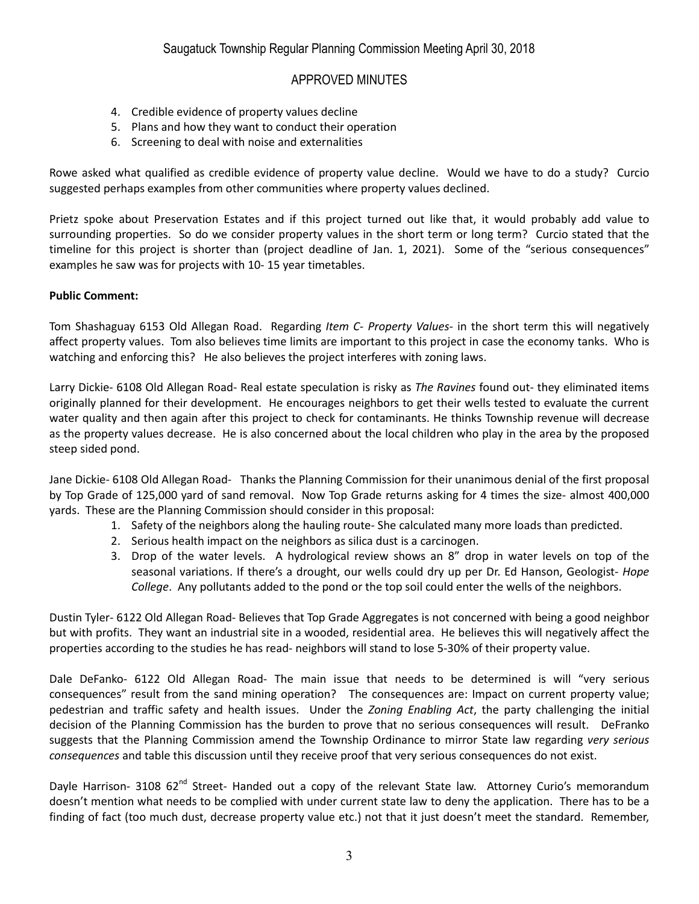4. Credible evidence of property values decline
5. Plans and how they want to conduct their operation
6. Screening to deal with noise and externalities

Rowe asked what qualified as credible evidence of property value decline. Would we have to do a study? Curcio suggested perhaps examples from other communities where property values declined.

Prietz spoke about Preservation Estates and if this project turned out like that, it would probably add value to surrounding properties. So do we consider property values in the short term or long term? Curcio stated that the timeline for this project is shorter than (project deadline of Jan. 1, 2021). Some of the "serious consequences" examples he saw was for projects with 10- 15 year timetables.

**Public Comment:**

Tom Shashaguay 6153 Old Allegan Road. Regarding *Item C- Property Values*- in the short term this will negatively affect property values. Tom also believes time limits are important to this project in case the economy tanks. Who is watching and enforcing this? He also believes the project interferes with zoning laws.

Larry Dickie- 6108 Old Allegan Road- Real estate speculation is risky as *The Ravines* found out- they eliminated items originally planned for their development. He encourages neighbors to get their wells tested to evaluate the current water quality and then again after this project to check for contaminants. He thinks Township revenue will decrease as the property values decrease. He is also concerned about the local children who play in the area by the proposed steep sided pond.

Jane Dickie- 6108 Old Allegan Road- Thanks the Planning Commission for their unanimous denial of the first proposal by Top Grade of 125,000 yard of sand removal. Now Top Grade returns asking for 4 times the size- almost 400,000 yards. These are the Planning Commission should consider in this proposal:

1. Safety of the neighbors along the hauling route- She calculated many more loads than predicted.
2. Serious health impact on the neighbors as silica dust is a carcinogen.
3. Drop of the water levels. A hydrological review shows an 8" drop in water levels on top of the seasonal variations. If there's a drought, our wells could dry up per Dr. Ed Hanson, Geologist- *Hope College*. Any pollutants added to the pond or the top soil could enter the wells of the neighbors.

Dustin Tyler- 6122 Old Allegan Road- Believes that Top Grade Aggregates is not concerned with being a good neighbor but with profits. They want an industrial site in a wooded, residential area. He believes this will negatively affect the properties according to the studies he has read- neighbors will stand to lose 5-30% of their property value.

Dale DeFanko- 6122 Old Allegan Road- The main issue that needs to be determined is will "very serious consequences" result from the sand mining operation? The consequences are: Impact on current property value; pedestrian and traffic safety and health issues. Under the *Zoning Enabling Act*, the party challenging the initial decision of the Planning Commission has the burden to prove that no serious consequences will result. DeFranko suggests that the Planning Commission amend the Township Ordinance to mirror State law regarding *very serious consequences* and table this discussion until they receive proof that very serious consequences do not exist.

Dayle Harrison- 3108 62nd Street- Handed out a copy of the relevant State law. Attorney Curio's memorandum doesn't mention what needs to be complied with under current state law to deny the application. There has to be a finding of fact (too much dust, decrease property value etc.) not that it just doesn't meet the standard. Remember,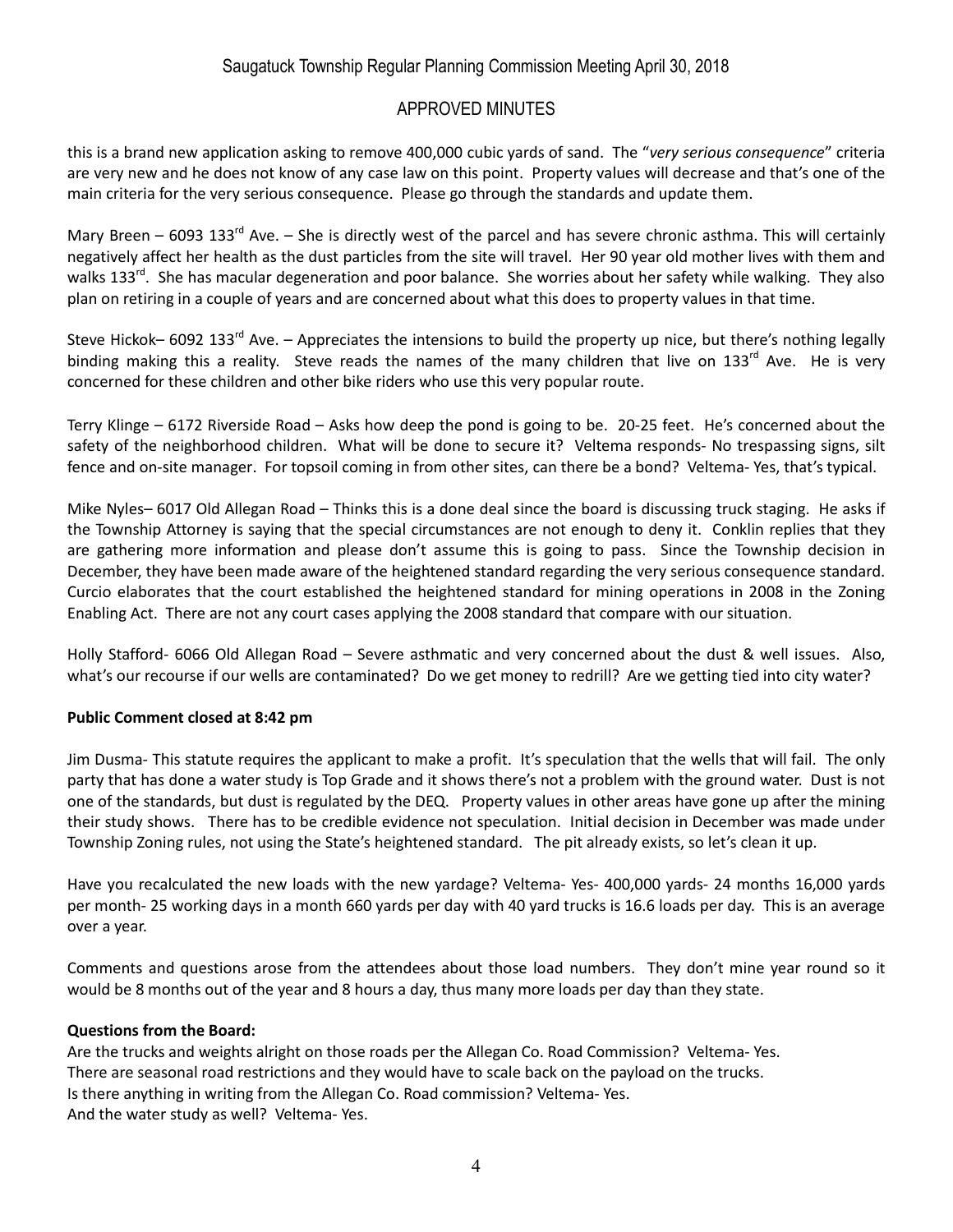this is a brand new application asking to remove 400,000 cubic yards of sand. The "*very serious consequence*" criteria are very new and he does not know of any case law on this point. Property values will decrease and that's one of the main criteria for the very serious consequence. Please go through the standards and update them.

Mary Breen – 6093 133rd Ave. – She is directly west of the parcel and has severe chronic asthma. This will certainly negatively affect her health as the dust particles from the site will travel. Her 90 year old mother lives with them and walks 133rd. She has macular degeneration and poor balance. She worries about her safety while walking. They also plan on retiring in a couple of years and are concerned about what this does to property values in that time.

Steve Hickok– 6092 133rd Ave. – Appreciates the intensions to build the property up nice, but there's nothing legally binding making this a reality. Steve reads the names of the many children that live on 133rd Ave. He is very concerned for these children and other bike riders who use this very popular route.

Terry Klinge – 6172 Riverside Road – Asks how deep the pond is going to be. 20-25 feet. He's concerned about the safety of the neighborhood children. What will be done to secure it? Veltema responds- No trespassing signs, silt fence and on-site manager. For topsoil coming in from other sites, can there be a bond? Veltema- Yes, that's typical.

Mike Nyles– 6017 Old Allegan Road – Thinks this is a done deal since the board is discussing truck staging. He asks if the Township Attorney is saying that the special circumstances are not enough to deny it. Conklin replies that they are gathering more information and please don't assume this is going to pass. Since the Township decision in December, they have been made aware of the heightened standard regarding the very serious consequence standard. Curcio elaborates that the court established the heightened standard for mining operations in 2008 in the Zoning Enabling Act. There are not any court cases applying the 2008 standard that compare with our situation.

Holly Stafford- 6066 Old Allegan Road – Severe asthmatic and very concerned about the dust & well issues. Also, what's our recourse if our wells are contaminated? Do we get money to redrill? Are we getting tied into city water?

**Public Comment closed at 8:42 pm**

Jim Dusma- This statute requires the applicant to make a profit. It's speculation that the wells that will fail. The only party that has done a water study is Top Grade and it shows there's not a problem with the ground water. Dust is not one of the standards, but dust is regulated by the DEQ. Property values in other areas have gone up after the mining their study shows. There has to be credible evidence not speculation. Initial decision in December was made under Township Zoning rules, not using the State's heightened standard. The pit already exists, so let's clean it up.

Have you recalculated the new loads with the new yardage? Veltema- Yes- 400,000 yards- 24 months 16,000 yards per month- 25 working days in a month 660 yards per day with 40 yard trucks is 16.6 loads per day. This is an average over a year.

Comments and questions arose from the attendees about those load numbers. They don't mine year round so it would be 8 months out of the year and 8 hours a day, thus many more loads per day than they state.

**Questions from the Board:**

Are the trucks and weights alright on those roads per the Allegan Co. Road Commission? Veltema- Yes.
There are seasonal road restrictions and they would have to scale back on the payload on the trucks.
Is there anything in writing from the Allegan Co. Road commission? Veltema- Yes.
And the water study as well? Veltema- Yes.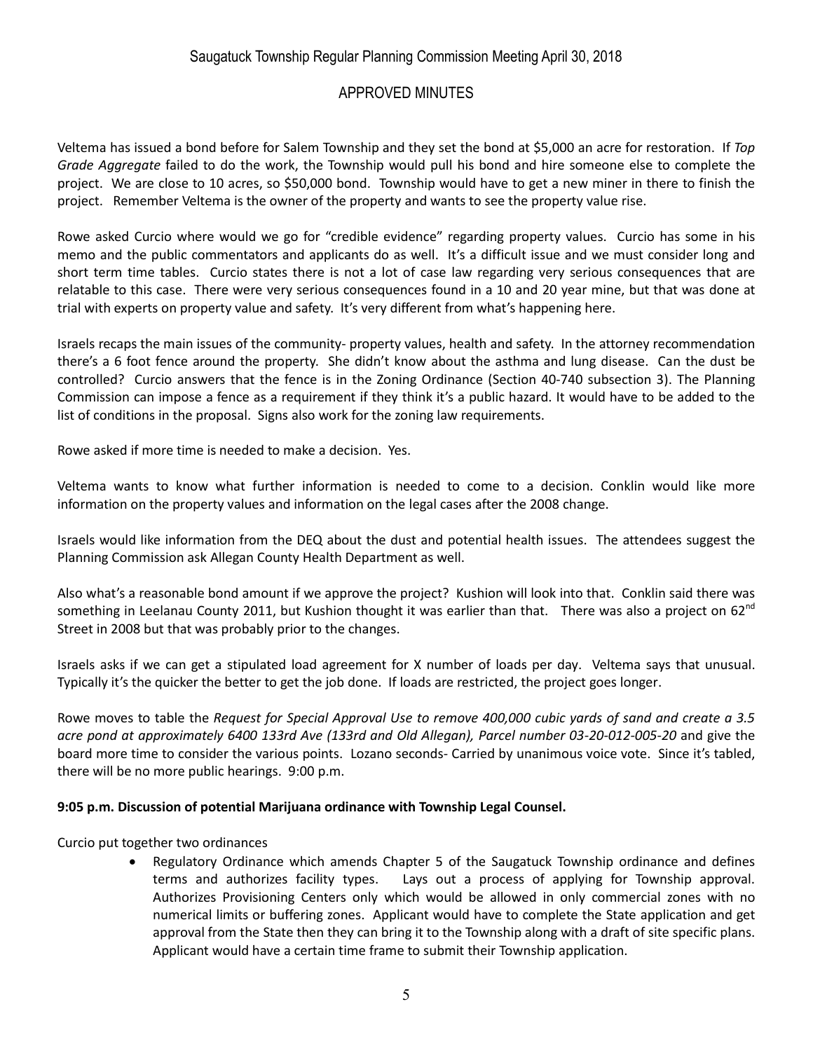Veltema has issued a bond before for Salem Township and they set the bond at $5,000 an acre for restoration. If *Top Grade Aggregate* failed to do the work, the Township would pull his bond and hire someone else to complete the project. We are close to 10 acres, so $50,000 bond. Township would have to get a new miner in there to finish the project. Remember Veltema is the owner of the property and wants to see the property value rise.

Rowe asked Curcio where would we go for "credible evidence" regarding property values. Curcio has some in his memo and the public commentators and applicants do as well. It's a difficult issue and we must consider long and short term time tables. Curcio states there is not a lot of case law regarding very serious consequences that are relatable to this case. There were very serious consequences found in a 10 and 20 year mine, but that was done at trial with experts on property value and safety. It's very different from what's happening here.

Israels recaps the main issues of the community- property values, health and safety. In the attorney recommendation there's a 6 foot fence around the property. She didn't know about the asthma and lung disease. Can the dust be controlled? Curcio answers that the fence is in the Zoning Ordinance (Section 40-740 subsection 3). The Planning Commission can impose a fence as a requirement if they think it's a public hazard. It would have to be added to the list of conditions in the proposal. Signs also work for the zoning law requirements.

Rowe asked if more time is needed to make a decision. Yes.

Veltema wants to know what further information is needed to come to a decision. Conklin would like more information on the property values and information on the legal cases after the 2008 change.

Israels would like information from the DEQ about the dust and potential health issues. The attendees suggest the Planning Commission ask Allegan County Health Department as well.

Also what's a reasonable bond amount if we approve the project? Kushion will look into that. Conklin said there was something in Leelanau County 2011, but Kushion thought it was earlier than that. There was also a project on 62nd Street in 2008 but that was probably prior to the changes.

Israels asks if we can get a stipulated load agreement for X number of loads per day. Veltema says that unusual. Typically it's the quicker the better to get the job done. If loads are restricted, the project goes longer.

Rowe moves to table the *Request for Special Approval Use to remove 400,000 cubic yards of sand and create a 3.5 acre pond at approximately 6400 133rd Ave (133rd and Old Allegan), Parcel number 03-20-012-005-20* and give the board more time to consider the various points. Lozano seconds- Carried by unanimous voice vote. Since it's tabled, there will be no more public hearings. 9:00 p.m.

**9:05 p.m. Discussion of potential Marijuana ordinance with Township Legal Counsel.**

Curcio put together two ordinances

- Regulatory Ordinance which amends Chapter 5 of the Saugatuck Township ordinance and defines terms and authorizes facility types. Lays out a process of applying for Township approval. Authorizes Provisioning Centers only which would be allowed in only commercial zones with no numerical limits or buffering zones. Applicant would have to complete the State application and get approval from the State then they can bring it to the Township along with a draft of site specific plans. Applicant would have a certain time frame to submit their Township application.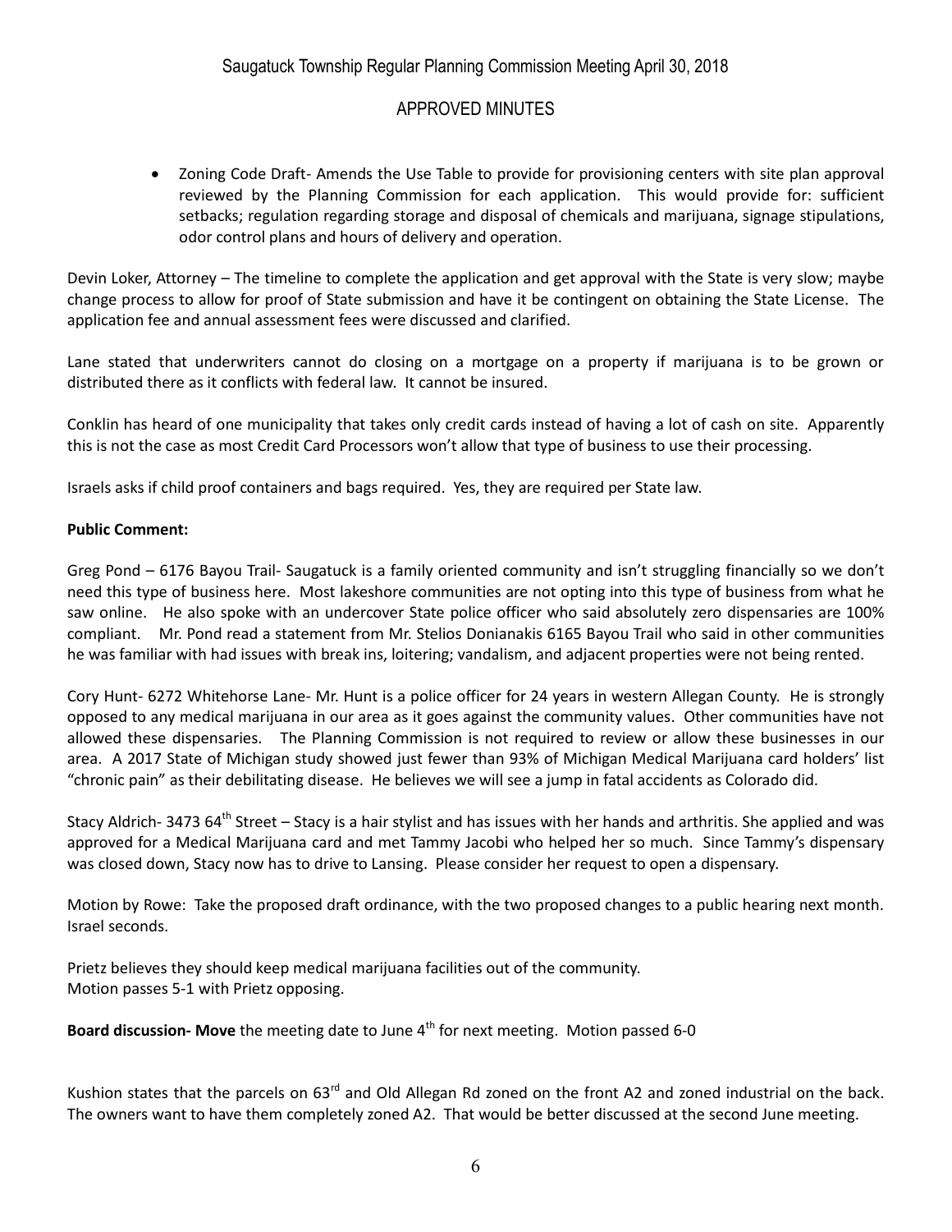- Zoning Code Draft- Amends the Use Table to provide for provisioning centers with site plan approval reviewed by the Planning Commission for each application. This would provide for: sufficient setbacks; regulation regarding storage and disposal of chemicals and marijuana, signage stipulations, odor control plans and hours of delivery and operation.

Devin Loker, Attorney – The timeline to complete the application and get approval with the State is very slow; maybe change process to allow for proof of State submission and have it be contingent on obtaining the State License. The application fee and annual assessment fees were discussed and clarified.

Lane stated that underwriters cannot do closing on a mortgage on a property if marijuana is to be grown or distributed there as it conflicts with federal law. It cannot be insured.

Conklin has heard of one municipality that takes only credit cards instead of having a lot of cash on site. Apparently this is not the case as most Credit Card Processors won't allow that type of business to use their processing.

Israels asks if child proof containers and bags required. Yes, they are required per State law.

**Public Comment:**

Greg Pond – 6176 Bayou Trail- Saugatuck is a family oriented community and isn't struggling financially so we don't need this type of business here. Most lakeshore communities are not opting into this type of business from what he saw online. He also spoke with an undercover State police officer who said absolutely zero dispensaries are 100% compliant. Mr. Pond read a statement from Mr. Stelios Donianakis 6165 Bayou Trail who said in other communities he was familiar with had issues with break ins, loitering; vandalism, and adjacent properties were not being rented.

Cory Hunt- 6272 Whitehorse Lane- Mr. Hunt is a police officer for 24 years in western Allegan County. He is strongly opposed to any medical marijuana in our area as it goes against the community values. Other communities have not allowed these dispensaries. The Planning Commission is not required to review or allow these businesses in our area. A 2017 State of Michigan study showed just fewer than 93% of Michigan Medical Marijuana card holders' list "chronic pain" as their debilitating disease. He believes we will see a jump in fatal accidents as Colorado did.

Stacy Aldrich- 3473 64th Street – Stacy is a hair stylist and has issues with her hands and arthritis. She applied and was approved for a Medical Marijuana card and met Tammy Jacobi who helped her so much. Since Tammy's dispensary was closed down, Stacy now has to drive to Lansing. Please consider her request to open a dispensary.

Motion by Rowe: Take the proposed draft ordinance, with the two proposed changes to a public hearing next month. Israel seconds.

Prietz believes they should keep medical marijuana facilities out of the community.
Motion passes 5-1 with Prietz opposing.

**Board discussion- Move** the meeting date to June 4th for next meeting. Motion passed 6-0

Kushion states that the parcels on 63rd and Old Allegan Rd zoned on the front A2 and zoned industrial on the back. The owners want to have them completely zoned A2. That would be better discussed at the second June meeting.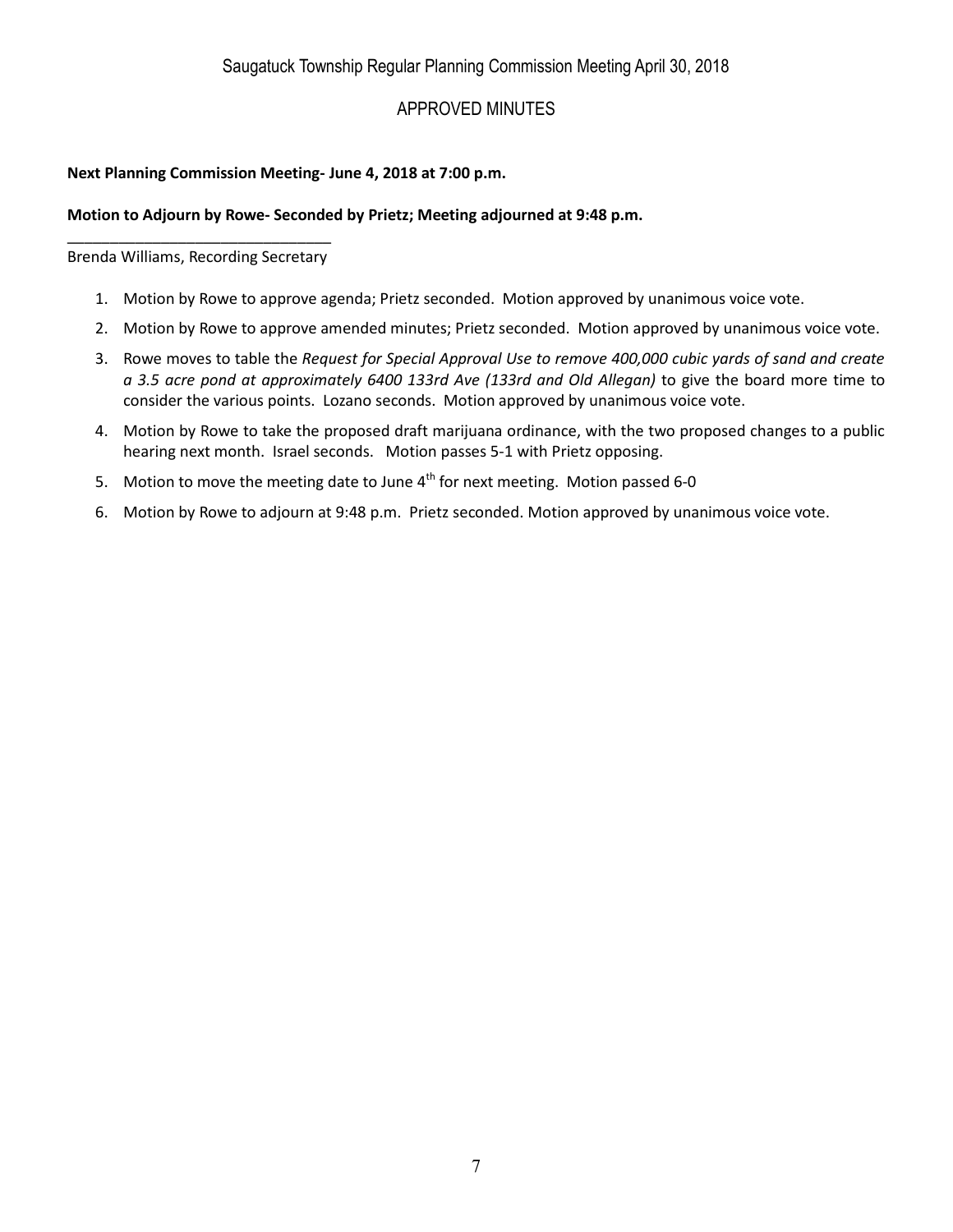**Next Planning Commission Meeting- June 4, 2018 at 7:00 p.m.**

**Motion to Adjourn by Rowe- Seconded by Prietz; Meeting adjourned at 9:48 p.m.**

_______________________________
Brenda Williams, Recording Secretary

1. Motion by Rowe to approve agenda; Prietz seconded. Motion approved by unanimous voice vote.
2. Motion by Rowe to approve amended minutes; Prietz seconded. Motion approved by unanimous voice vote.
3. Rowe moves to table the *Request for Special Approval Use to remove 400,000 cubic yards of sand and create a 3.5 acre pond at approximately 6400 133rd Ave (133rd and Old Allegan)* to give the board more time to consider the various points. Lozano seconds. Motion approved by unanimous voice vote.
4. Motion by Rowe to take the proposed draft marijuana ordinance, with the two proposed changes to a public hearing next month. Israel seconds. Motion passes 5-1 with Prietz opposing.
5. Motion to move the meeting date to June 4th for next meeting. Motion passed 6-0
6. Motion by Rowe to adjourn at 9:48 p.m. Prietz seconded. Motion approved by unanimous voice vote.